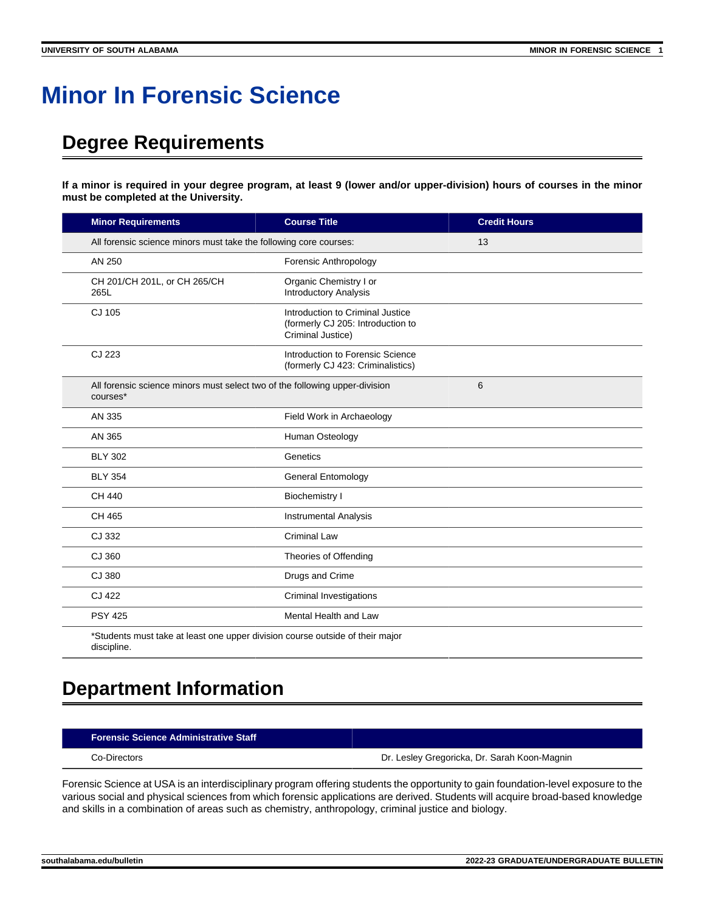# Minor In Forensic Science

## Degree Requirements

**If a minor is required in your degree program, at least 9 (lower and/or upper-division) hours of courses in the minor must be completed at the University.**

| Minor Requirements | Course Title | Credit Hours |
|---|---|---|
| All forensic science minors must take the following core courses: | | 13 |
| AN 250 | Forensic Anthropology | |
| CH 201/CH 201L, or CH 265/CH 265L | Organic Chemistry I or Introductory Analysis | |
| CJ 105 | Introduction to Criminal Justice (formerly CJ 205: Introduction to Criminal Justice) | |
| CJ 223 | Introduction to Forensic Science (formerly CJ 423: Criminalistics) | |
| All forensic science minors must select two of the following upper-division courses* | | 6 |
| AN 335 | Field Work in Archaeology | |
| AN 365 | Human Osteology | |
| BLY 302 | Genetics | |
| BLY 354 | General Entomology | |
| CH 440 | Biochemistry I | |
| CH 465 | Instrumental Analysis | |
| CJ 332 | Criminal Law | |
| CJ 360 | Theories of Offending | |
| CJ 380 | Drugs and Crime | |
| CJ 422 | Criminal Investigations | |
| PSY 425 | Mental Health and Law | |
| *Students must take at least one upper division course outside of their major discipline. | | |

## Department Information

| Forensic Science Administrative Staff | |
|---|---|
| Co-Directors | Dr. Lesley Gregoricka, Dr. Sarah Koon-Magnin |

Forensic Science at USA is an interdisciplinary program offering students the opportunity to gain foundation-level exposure to the various social and physical sciences from which forensic applications are derived. Students will acquire broad-based knowledge and skills in a combination of areas such as chemistry, anthropology, criminal justice and biology.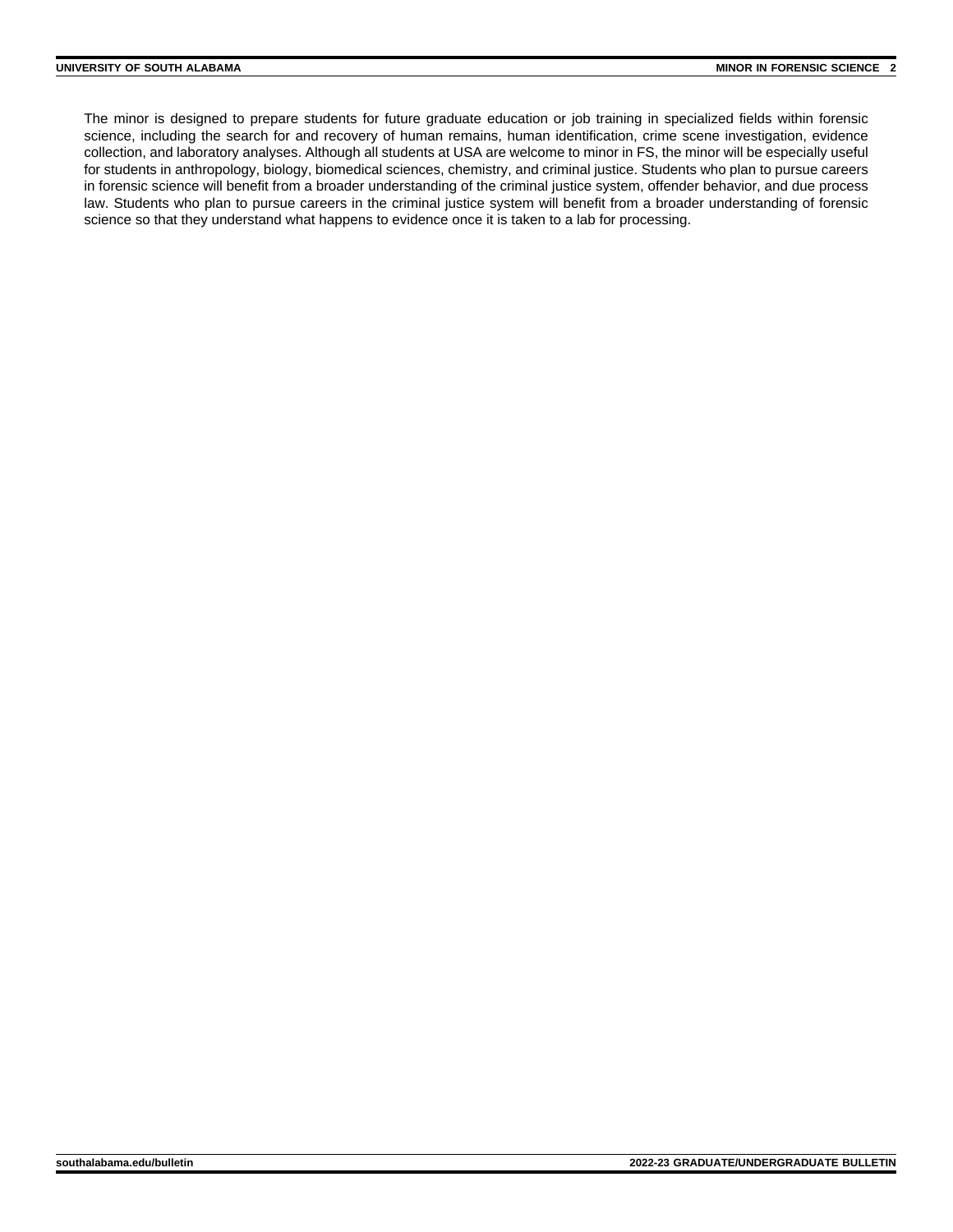The minor is designed to prepare students for future graduate education or job training in specialized fields within forensic science, including the search for and recovery of human remains, human identification, crime scene investigation, evidence collection, and laboratory analyses. Although all students at USA are welcome to minor in FS, the minor will be especially useful for students in anthropology, biology, biomedical sciences, chemistry, and criminal justice. Students who plan to pursue careers in forensic science will benefit from a broader understanding of the criminal justice system, offender behavior, and due process law. Students who plan to pursue careers in the criminal justice system will benefit from a broader understanding of forensic science so that they understand what happens to evidence once it is taken to a lab for processing.